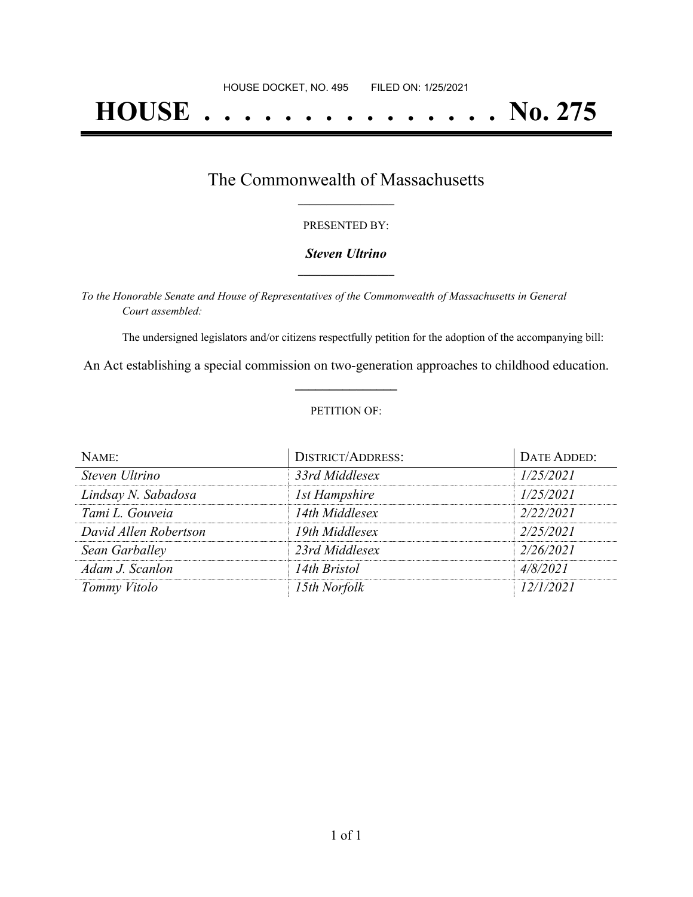HOUSE DOCKET, NO. 495 FILED ON: 1/25/2021

# HOUSE . . . . . . . . . . . . . . . No. 275

## The Commonwealth of Massachusetts

PRESENTED BY:

***Steven Ultrino***

*To the Honorable Senate and House of Representatives of the Commonwealth of Massachusetts in General Court assembled:*

The undersigned legislators and/or citizens respectfully petition for the adoption of the accompanying bill:

An Act establishing a special commission on two-generation approaches to childhood education.

PETITION OF:

| NAME: | DISTRICT/ADDRESS: | DATE ADDED: |
| --- | --- | --- |
| *Steven Ultrino* | *33rd Middlesex* | *1/25/2021* |
| *Lindsay N. Sabadosa* | *1st Hampshire* | *1/25/2021* |
| *Tami L. Gouveia* | *14th Middlesex* | *2/22/2021* |
| *David Allen Robertson* | *19th Middlesex* | *2/25/2021* |
| *Sean Garballey* | *23rd Middlesex* | *2/26/2021* |
| *Adam J. Scanlon* | *14th Bristol* | *4/8/2021* |
| *Tommy Vitolo* | *15th Norfolk* | *12/1/2021* |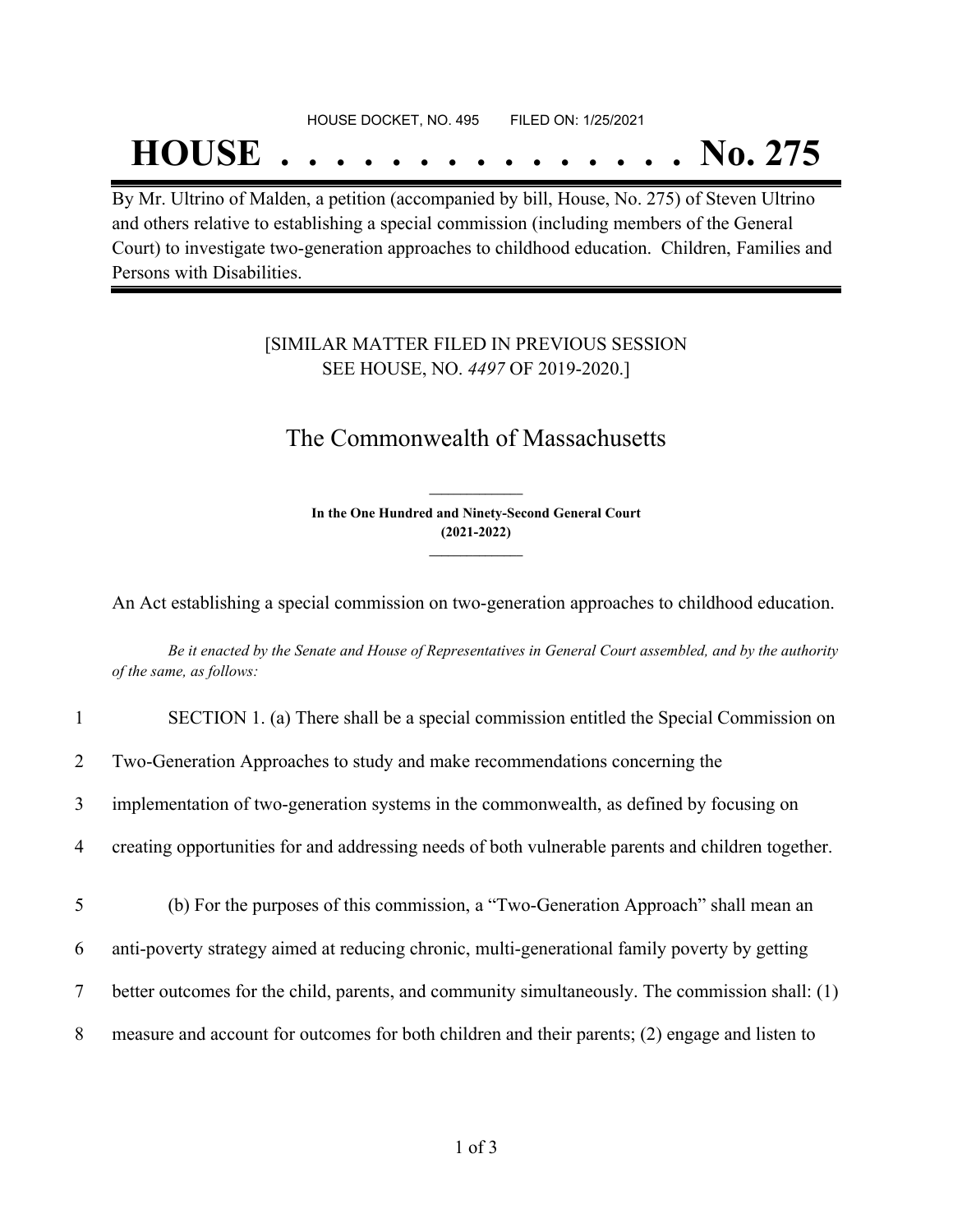HOUSE DOCKET, NO. 495        FILED ON: 1/25/2021

# HOUSE . . . . . . . . . . . . . . . No. 275

By Mr. Ultrino of Malden, a petition (accompanied by bill, House, No. 275) of Steven Ultrino and others relative to establishing a special commission (including members of the General Court) to investigate two-generation approaches to childhood education. Children, Families and Persons with Disabilities.

[SIMILAR MATTER FILED IN PREVIOUS SESSION SEE HOUSE, NO. *4497* OF 2019-2020.]

## The Commonwealth of Massachusetts

**In the One Hundred and Ninety-Second General Court (2021-2022)**

An Act establishing a special commission on two-generation approaches to childhood education.

*Be it enacted by the Senate and House of Representatives in General Court assembled, and by the authority of the same, as follows:*

1 SECTION 1. (a) There shall be a special commission entitled the Special Commission on
2 Two-Generation Approaches to study and make recommendations concerning the
3 implementation of two-generation systems in the commonwealth, as defined by focusing on
4 creating opportunities for and addressing needs of both vulnerable parents and children together.

5 (b) For the purposes of this commission, a "Two-Generation Approach" shall mean an
6 anti-poverty strategy aimed at reducing chronic, multi-generational family poverty by getting
7 better outcomes for the child, parents, and community simultaneously. The commission shall: (1)
8 measure and account for outcomes for both children and their parents; (2) engage and listen to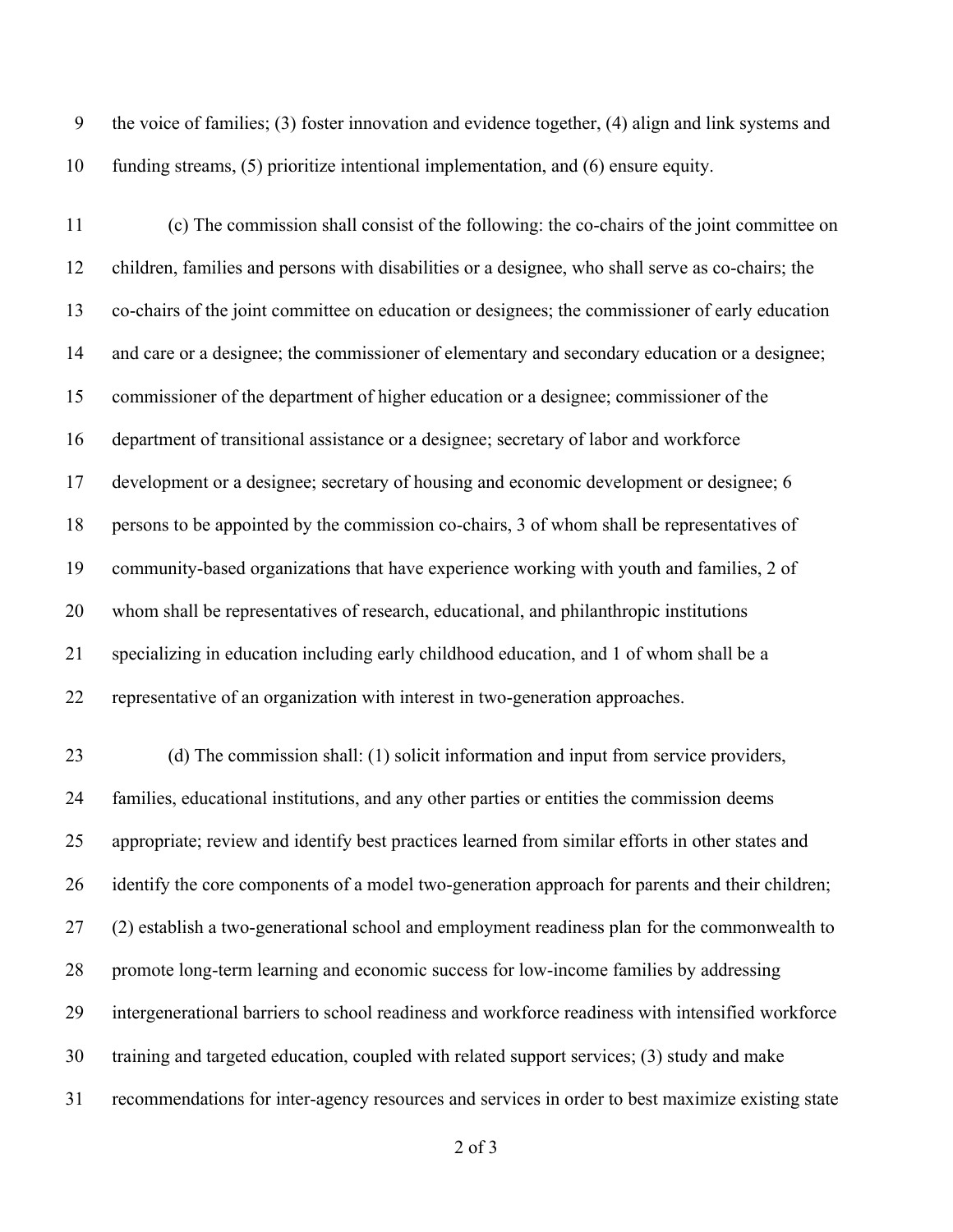the voice of families; (3) foster innovation and evidence together, (4) align and link systems and funding streams, (5) prioritize intentional implementation, and (6) ensure equity.

(c) The commission shall consist of the following: the co-chairs of the joint committee on children, families and persons with disabilities or a designee, who shall serve as co-chairs; the co-chairs of the joint committee on education or designees; the commissioner of early education and care or a designee; the commissioner of elementary and secondary education or a designee; commissioner of the department of higher education or a designee; commissioner of the department of transitional assistance or a designee; secretary of labor and workforce development or a designee; secretary of housing and economic development or designee; 6 persons to be appointed by the commission co-chairs, 3 of whom shall be representatives of community-based organizations that have experience working with youth and families, 2 of whom shall be representatives of research, educational, and philanthropic institutions specializing in education including early childhood education, and 1 of whom shall be a representative of an organization with interest in two-generation approaches.

(d) The commission shall: (1) solicit information and input from service providers, families, educational institutions, and any other parties or entities the commission deems appropriate; review and identify best practices learned from similar efforts in other states and identify the core components of a model two-generation approach for parents and their children; (2) establish a two-generational school and employment readiness plan for the commonwealth to promote long-term learning and economic success for low-income families by addressing intergenerational barriers to school readiness and workforce readiness with intensified workforce training and targeted education, coupled with related support services; (3) study and make recommendations for inter-agency resources and services in order to best maximize existing state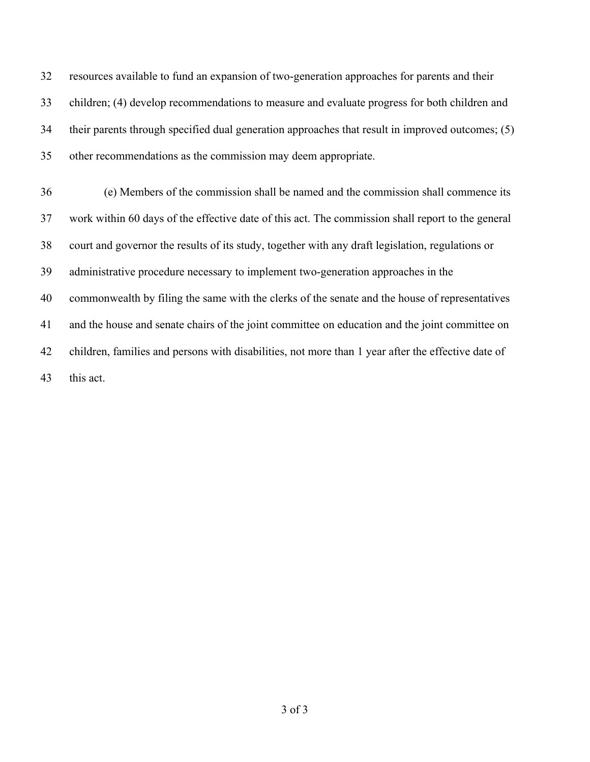resources available to fund an expansion of two-generation approaches for parents and their children; (4) develop recommendations to measure and evaluate progress for both children and their parents through specified dual generation approaches that result in improved outcomes; (5) other recommendations as the commission may deem appropriate.

(e) Members of the commission shall be named and the commission shall commence its work within 60 days of the effective date of this act. The commission shall report to the general court and governor the results of its study, together with any draft legislation, regulations or administrative procedure necessary to implement two-generation approaches in the commonwealth by filing the same with the clerks of the senate and the house of representatives and the house and senate chairs of the joint committee on education and the joint committee on children, families and persons with disabilities, not more than 1 year after the effective date of this act.